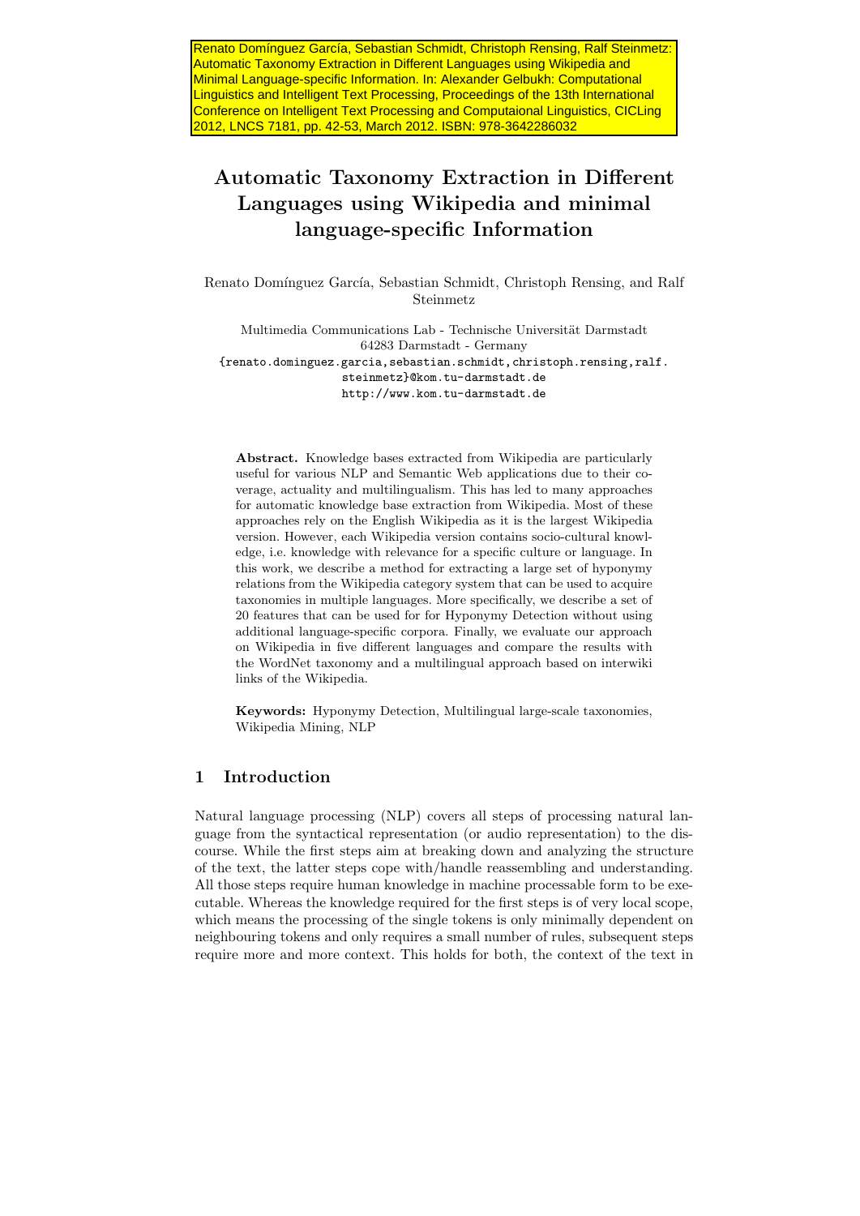Renato Domínguez García, Sebastian Schmidt, Christoph Rensing, Ralf Steinmetz: Automatic Taxonomy Extraction in Different Languages using Wikipedia and Minimal Language-specific Information. In: Alexander Gelbukh: Computational Linguistics and Intelligent Text Processing, Proceedings of the 13th International Conference on Intelligent Text Processing and Computaional Linguistics, CICLing 2012, LNCS 7181, pp. 42-53, March 2012. ISBN: 978-3642286032

# Automatic Taxonomy Extraction in Different Languages using Wikipedia and minimal language-specific Information

Renato Domínguez García, Sebastian Schmidt, Christoph Rensing, and Ralf Steinmetz

Multimedia Communications Lab - Technische Universität Darmstadt
64283 Darmstadt - Germany
{renato.dominguez.garcia,sebastian.schmidt,christoph.rensing,ralf.steinmetz}@kom.tu-darmstadt.de
http://www.kom.tu-darmstadt.de

**Abstract.** Knowledge bases extracted from Wikipedia are particularly useful for various NLP and Semantic Web applications due to their coverage, actuality and multilingualism. This has led to many approaches for automatic knowledge base extraction from Wikipedia. Most of these approaches rely on the English Wikipedia as it is the largest Wikipedia version. However, each Wikipedia version contains socio-cultural knowledge, i.e. knowledge with relevance for a specific culture or language. In this work, we describe a method for extracting a large set of hyponymy relations from the Wikipedia category system that can be used to acquire taxonomies in multiple languages. More specifically, we describe a set of 20 features that can be used for for Hyponymy Detection without using additional language-specific corpora. Finally, we evaluate our approach on Wikipedia in five different languages and compare the results with the WordNet taxonomy and a multilingual approach based on interwiki links of the Wikipedia.

**Keywords:** Hyponymy Detection, Multilingual large-scale taxonomies, Wikipedia Mining, NLP

## 1 Introduction

Natural language processing (NLP) covers all steps of processing natural language from the syntactical representation (or audio representation) to the discourse. While the first steps aim at breaking down and analyzing the structure of the text, the latter steps cope with/handle reassembling and understanding. All those steps require human knowledge in machine processable form to be executable. Whereas the knowledge required for the first steps is of very local scope, which means the processing of the single tokens is only minimally dependent on neighbouring tokens and only requires a small number of rules, subsequent steps require more and more context. This holds for both, the context of the text in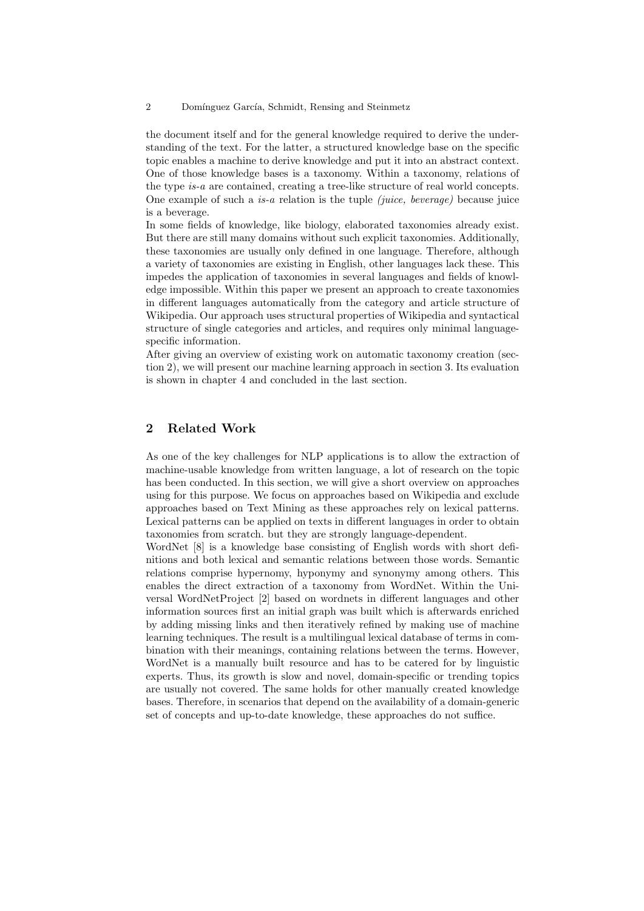the document itself and for the general knowledge required to derive the understanding of the text. For the latter, a structured knowledge base on the specific topic enables a machine to derive knowledge and put it into an abstract context. One of those knowledge bases is a taxonomy. Within a taxonomy, relations of the type *is-a* are contained, creating a tree-like structure of real world concepts. One example of such a *is-a* relation is the tuple *(juice, beverage)* because juice is a beverage.

In some fields of knowledge, like biology, elaborated taxonomies already exist. But there are still many domains without such explicit taxonomies. Additionally, these taxonomies are usually only defined in one language. Therefore, although a variety of taxonomies are existing in English, other languages lack these. This impedes the application of taxonomies in several languages and fields of knowledge impossible. Within this paper we present an approach to create taxonomies in different languages automatically from the category and article structure of Wikipedia. Our approach uses structural properties of Wikipedia and syntactical structure of single categories and articles, and requires only minimal language-specific information.

After giving an overview of existing work on automatic taxonomy creation (section 2), we will present our machine learning approach in section 3. Its evaluation is shown in chapter 4 and concluded in the last section.

## 2 Related Work

As one of the key challenges for NLP applications is to allow the extraction of machine-usable knowledge from written language, a lot of research on the topic has been conducted. In this section, we will give a short overview on approaches using for this purpose. We focus on approaches based on Wikipedia and exclude approaches based on Text Mining as these approaches rely on lexical patterns. Lexical patterns can be applied on texts in different languages in order to obtain taxonomies from scratch. but they are strongly language-dependent.

WordNet [8] is a knowledge base consisting of English words with short definitions and both lexical and semantic relations between those words. Semantic relations comprise hypernomy, hyponymy and synonymy among others. This enables the direct extraction of a taxonomy from WordNet. Within the Universal WordNetProject [2] based on wordnets in different languages and other information sources first an initial graph was built which is afterwards enriched by adding missing links and then iteratively refined by making use of machine learning techniques. The result is a multilingual lexical database of terms in combination with their meanings, containing relations between the terms. However, WordNet is a manually built resource and has to be catered for by linguistic experts. Thus, its growth is slow and novel, domain-specific or trending topics are usually not covered. The same holds for other manually created knowledge bases. Therefore, in scenarios that depend on the availability of a domain-generic set of concepts and up-to-date knowledge, these approaches do not suffice.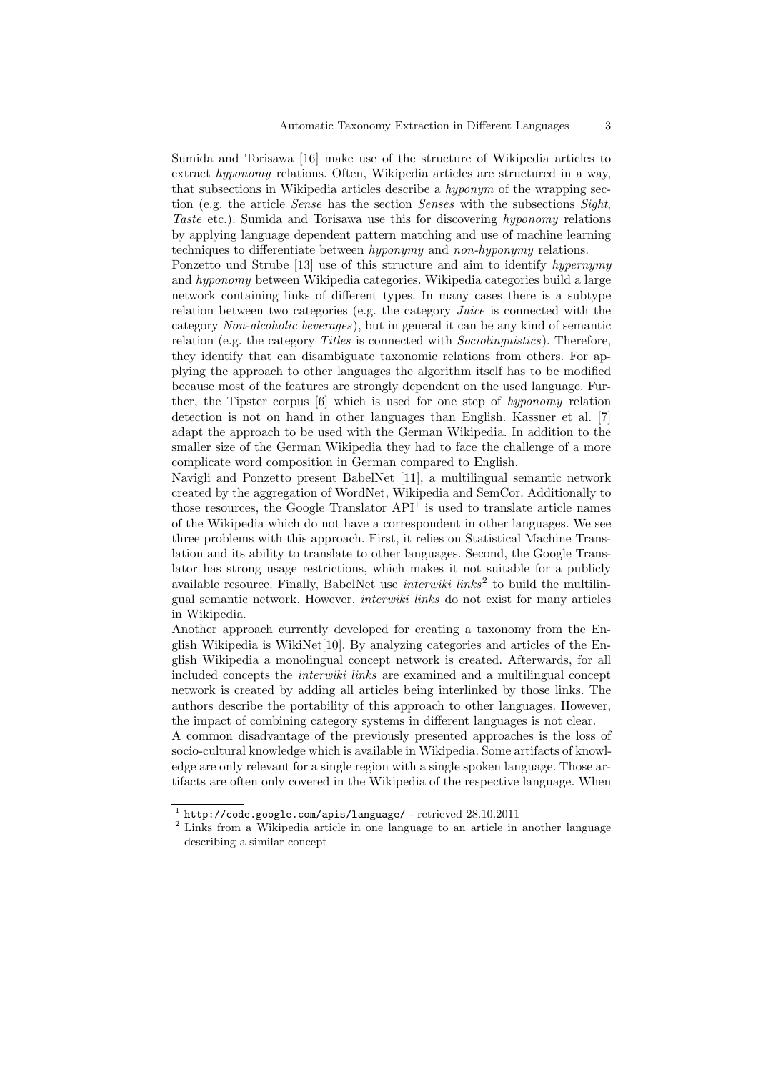Sumida and Torisawa [16] make use of the structure of Wikipedia articles to extract *hyponomy* relations. Often, Wikipedia articles are structured in a way, that subsections in Wikipedia articles describe a *hyponym* of the wrapping section (e.g. the article *Sense* has the section *Senses* with the subsections *Sight*, *Taste* etc.). Sumida and Torisawa use this for discovering *hyponomy* relations by applying language dependent pattern matching and use of machine learning techniques to differentiate between *hyponymy* and *non-hyponymy* relations.

Ponzetto und Strube [13] use of this structure and aim to identify *hypernymy* and *hyponomy* between Wikipedia categories. Wikipedia categories build a large network containing links of different types. In many cases there is a subtype relation between two categories (e.g. the category *Juice* is connected with the category *Non-alcoholic beverages*), but in general it can be any kind of semantic relation (e.g. the category *Titles* is connected with *Sociolinguistics*). Therefore, they identify that can disambiguate taxonomic relations from others. For applying the approach to other languages the algorithm itself has to be modified because most of the features are strongly dependent on the used language. Further, the Tipster corpus [6] which is used for one step of *hyponomy* relation detection is not on hand in other languages than English. Kassner et al. [7] adapt the approach to be used with the German Wikipedia. In addition to the smaller size of the German Wikipedia they had to face the challenge of a more complicate word composition in German compared to English.

Navigli and Ponzetto present BabelNet [11], a multilingual semantic network created by the aggregation of WordNet, Wikipedia and SemCor. Additionally to those resources, the Google Translator API[1] is used to translate article names of the Wikipedia which do not have a correspondent in other languages. We see three problems with this approach. First, it relies on Statistical Machine Translation and its ability to translate to other languages. Second, the Google Translator has strong usage restrictions, which makes it not suitable for a publicly available resource. Finally, BabelNet use *interwiki links*[2] to build the multilingual semantic network. However, *interwiki links* do not exist for many articles in Wikipedia.

Another approach currently developed for creating a taxonomy from the English Wikipedia is WikiNet[10]. By analyzing categories and articles of the English Wikipedia a monolingual concept network is created. Afterwards, for all included concepts the *interwiki links* are examined and a multilingual concept network is created by adding all articles being interlinked by those links. The authors describe the portability of this approach to other languages. However, the impact of combining category systems in different languages is not clear.

A common disadvantage of the previously presented approaches is the loss of socio-cultural knowledge which is available in Wikipedia. Some artifacts of knowledge are only relevant for a single region with a single spoken language. Those artifacts are often only covered in the Wikipedia of the respective language. When

[1] `http://code.google.com/apis/language/` - retrieved 28.10.2011

[2] Links from a Wikipedia article in one language to an article in another language describing a similar concept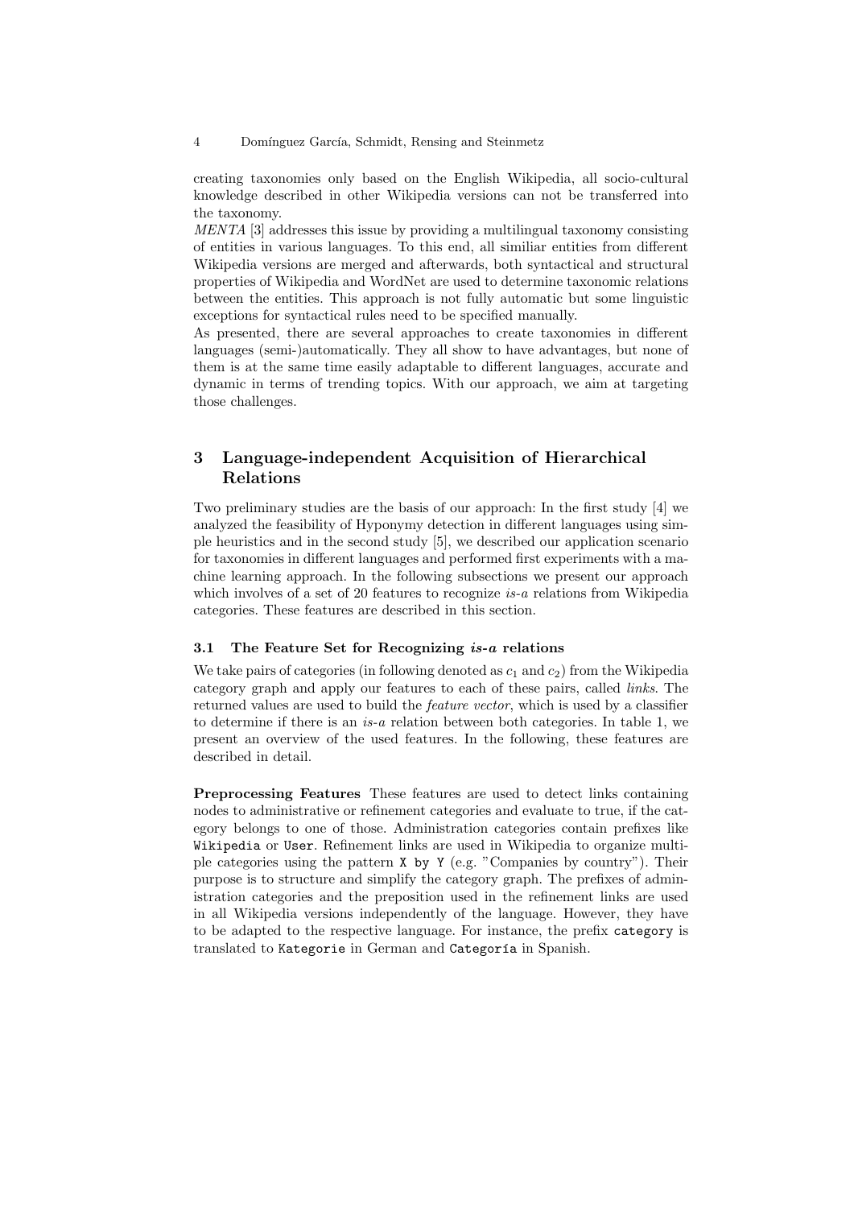creating taxonomies only based on the English Wikipedia, all socio-cultural knowledge described in other Wikipedia versions can not be transferred into the taxonomy.

*MENTA* [3] addresses this issue by providing a multilingual taxonomy consisting of entities in various languages. To this end, all similiar entities from different Wikipedia versions are merged and afterwards, both syntactical and structural properties of Wikipedia and WordNet are used to determine taxonomic relations between the entities. This approach is not fully automatic but some linguistic exceptions for syntactical rules need to be specified manually.

As presented, there are several approaches to create taxonomies in different languages (semi-)automatically. They all show to have advantages, but none of them is at the same time easily adaptable to different languages, accurate and dynamic in terms of trending topics. With our approach, we aim at targeting those challenges.

## 3 Language-independent Acquisition of Hierarchical Relations

Two preliminary studies are the basis of our approach: In the first study [4] we analyzed the feasibility of Hyponymy detection in different languages using simple heuristics and in the second study [5], we described our application scenario for taxonomies in different languages and performed first experiments with a machine learning approach. In the following subsections we present our approach which involves of a set of 20 features to recognize *is-a* relations from Wikipedia categories. These features are described in this section.

### 3.1 The Feature Set for Recognizing *is-a* relations

We take pairs of categories (in following denoted as $c_1$ and $c_2$) from the Wikipedia category graph and apply our features to each of these pairs, called *links*. The returned values are used to build the *feature vector*, which is used by a classifier to determine if there is an *is-a* relation between both categories. In table 1, we present an overview of the used features. In the following, these features are described in detail.

**Preprocessing Features** These features are used to detect links containing nodes to administrative or refinement categories and evaluate to true, if the category belongs to one of those. Administration categories contain prefixes like `Wikipedia` or `User`. Refinement links are used in Wikipedia to organize multiple categories using the pattern `X by Y` (e.g. "Companies by country"). Their purpose is to structure and simplify the category graph. The prefixes of administration categories and the preposition used in the refinement links are used in all Wikipedia versions independently of the language. However, they have to be adapted to the respective language. For instance, the prefix `category` is translated to `Kategorie` in German and `Categoría` in Spanish.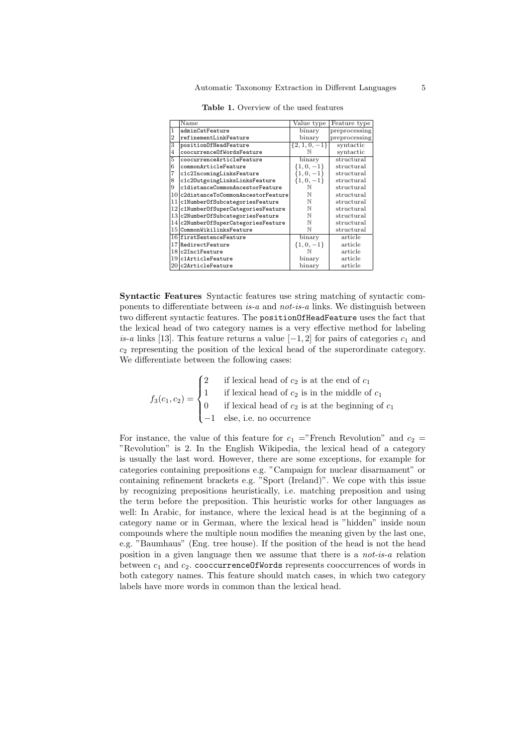**Table 1.** Overview of the used features

|  | Name | Value type | Feature type |
|---|---|---|---|
| 1 | adminCatFeature | binary | preprocessing |
| 2 | refinementLinkFeature | binary | preprocessing |
| 3 | positionOfHeadFeature | $\{2, 1, 0, -1\}$ | syntactic |
| 4 | coocurrenceOfWordsFeature | $\mathbb{N}$ | syntactic |
| 5 | coocurrenceArticleFeature | binary | structural |
| 6 | commonArticleFeature | $\{1, 0, -1\}$ | structural |
| 7 | c1c2IncomingLinksFeature | $\{1, 0, -1\}$ | structural |
| 8 | c1c2OutgoingLinksLinksFeature | $\{1, 0, -1\}$ | structural |
| 9 | c1distanceCommonAncestorFeature | $\mathbb{N}$ | structural |
| 10 | c2distanceToCommonAncestorFeature | $\mathbb{N}$ | structural |
| 11 | c1NumberOfSubcategoriesFeature | $\mathbb{N}$ | structural |
| 12 | c1NumberOfSuperCategoriesFeature | $\mathbb{N}$ | structural |
| 13 | c2NumberOfSubcategoriesFeature | $\mathbb{N}$ | structural |
| 14 | c2NumberOfSuperCategoriesFeature | $\mathbb{N}$ | structural |
| 15 | CommonWikilinksFeature | $\mathbb{N}$ | structural |
| 16 | firstSentenceFeature | binary | article |
| 17 | RedirectFeature | $\{1, 0, -1\}$ | article |
| 18 | c2Inc1Feature | $\mathbb{N}$ | article |
| 19 | c1ArticleFeature | binary | article |
| 20 | c2ArticleFeature | binary | article |

**Syntactic Features** Syntactic features use string matching of syntactic components to differentiate between *is-a* and *not-is-a* links. We distinguish between two different syntactic features. The `positionOfHeadFeature` uses the fact that the lexical head of two category names is a very effective method for labeling *is-a* links [13]. This feature returns a value $[-1, 2]$ for pairs of categories $c_1$ and $c_2$ representing the position of the lexical head of the superordinate category. We differentiate between the following cases:

$$
f_3(c_1, c_2) = \begin{cases} 2 & \text{if lexical head of } c_2 \text{ is at the end of } c_1 \\ 1 & \text{if lexical head of } c_2 \text{ is in the middle of } c_1 \\ 0 & \text{if lexical head of } c_2 \text{ is at the beginning of } c_1 \\ -1 & \text{else, i.e. no occurrence} \end{cases}
$$

For instance, the value of this feature for $c_1$ ="French Revolution" and $c_2$ = "Revolution" is 2. In the English Wikipedia, the lexical head of a category is usually the last word. However, there are some exceptions, for example for categories containing prepositions e.g. "Campaign for nuclear disarmament" or containing refinement brackets e.g. "Sport (Ireland)". We cope with this issue by recognizing prepositions heuristically, i.e. matching preposition and using the term before the preposition. This heuristic works for other languages as well: In Arabic, for instance, where the lexical head is at the beginning of a category name or in German, where the lexical head is "hidden" inside noun compounds where the multiple noun modifies the meaning given by the last one, e.g. "Baumhaus" (Eng. tree house). If the position of the head is not the head position in a given language then we assume that there is a *not-is-a* relation between $c_1$ and $c_2$. `cooccurrenceOfWords` represents cooccurrences of words in both category names. This feature should match cases, in which two category labels have more words in common than the lexical head.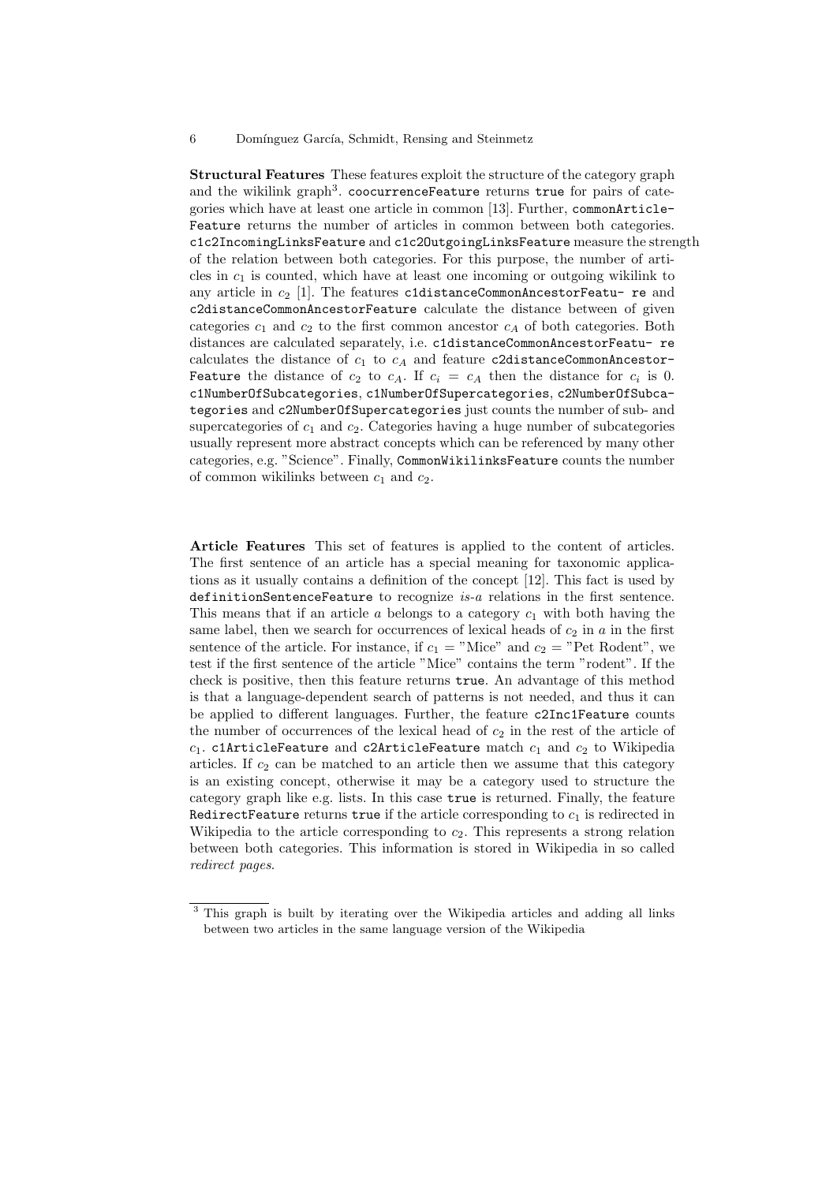**Structural Features** These features exploit the structure of the category graph and the wikilink graph[3]. `coocurrenceFeature` returns `true` for pairs of categories which have at least one article in common [13]. Further, `commonArticleFeature` returns the number of articles in common between both categories. `c1c2IncomingLinksFeature` and `c1c2OutgoingLinksFeature` measure the strength of the relation between both categories. For this purpose, the number of articles in $c_1$ is counted, which have at least one incoming or outgoing wikilink to any article in $c_2$ [1]. The features `c1distanceCommonAncestorFeature` and `c2distanceCommonAncestorFeature` calculate the distance between of given categories $c_1$ and $c_2$ to the first common ancestor $c_A$ of both categories. Both distances are calculated separately, i.e. `c1distanceCommonAncestorFeature` calculates the distance of $c_1$ to $c_A$ and feature `c2distanceCommonAncestorFeature` the distance of $c_2$ to $c_A$. If $c_i = c_A$ then the distance for $c_i$ is 0. `c1NumberOfSubcategories`, `c1NumberOfSupercategories`, `c2NumberOfSubcategories` and `c2NumberOfSupercategories` just counts the number of sub- and supercategories of $c_1$ and $c_2$. Categories having a huge number of subcategories usually represent more abstract concepts which can be referenced by many other categories, e.g. "Science". Finally, `CommonWikilinksFeature` counts the number of common wikilinks between $c_1$ and $c_2$.

**Article Features** This set of features is applied to the content of articles. The first sentence of an article has a special meaning for taxonomic applications as it usually contains a definition of the concept [12]. This fact is used by `definitionSentenceFeature` to recognize *is-a* relations in the first sentence. This means that if an article $a$ belongs to a category $c_1$ with both having the same label, then we search for occurrences of lexical heads of $c_2$ in $a$ in the first sentence of the article. For instance, if $c_1$ = "Mice" and $c_2$ = "Pet Rodent", we test if the first sentence of the article "Mice" contains the term "rodent". If the check is positive, then this feature returns `true`. An advantage of this method is that a language-dependent search of patterns is not needed, and thus it can be applied to different languages. Further, the feature `c2Inc1Feature` counts the number of occurrences of the lexical head of $c_2$ in the rest of the article of $c_1$. `c1ArticleFeature` and `c2ArticleFeature` match $c_1$ and $c_2$ to Wikipedia articles. If $c_2$ can be matched to an article then we assume that this category is an existing concept, otherwise it may be a category used to structure the category graph like e.g. lists. In this case `true` is returned. Finally, the feature `RedirectFeature` returns `true` if the article corresponding to $c_1$ is redirected in Wikipedia to the article corresponding to $c_2$. This represents a strong relation between both categories. This information is stored in Wikipedia in so called *redirect pages*.

[3] This graph is built by iterating over the Wikipedia articles and adding all links between two articles in the same language version of the Wikipedia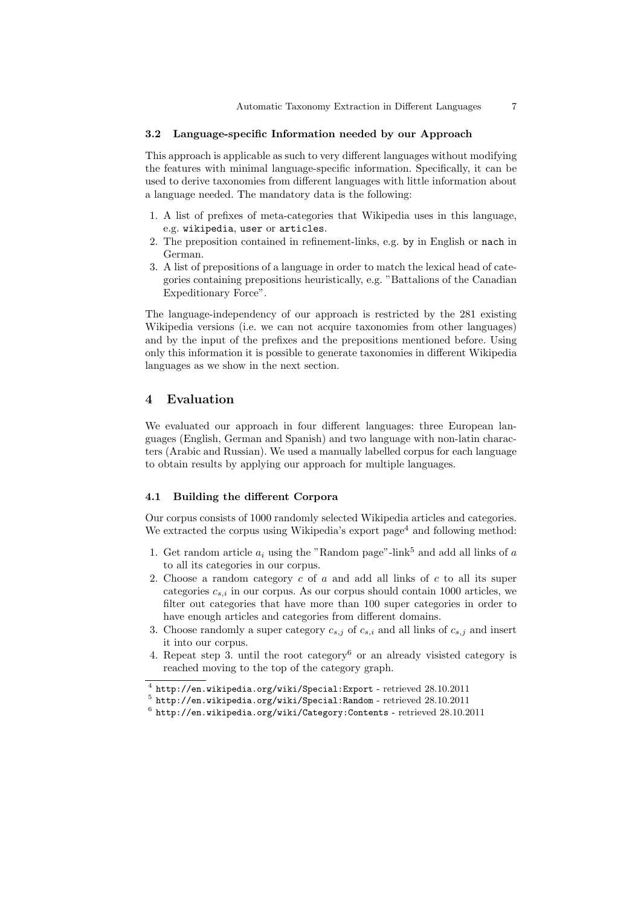### 3.2 Language-specific Information needed by our Approach

This approach is applicable as such to very different languages without modifying the features with minimal language-specific information. Specifically, it can be used to derive taxonomies from different languages with little information about a language needed. The mandatory data is the following:

1. A list of prefixes of meta-categories that Wikipedia uses in this language, e.g. `wikipedia`, `user` or `articles`.
2. The preposition contained in refinement-links, e.g. `by` in English or `nach` in German.
3. A list of prepositions of a language in order to match the lexical head of categories containing prepositions heuristically, e.g. "Battalions of the Canadian Expeditionary Force".

The language-independency of our approach is restricted by the 281 existing Wikipedia versions (i.e. we can not acquire taxonomies from other languages) and by the input of the prefixes and the prepositions mentioned before. Using only this information it is possible to generate taxonomies in different Wikipedia languages as we show in the next section.

## 4 Evaluation

We evaluated our approach in four different languages: three European languages (English, German and Spanish) and two language with non-latin characters (Arabic and Russian). We used a manually labelled corpus for each language to obtain results by applying our approach for multiple languages.

### 4.1 Building the different Corpora

Our corpus consists of 1000 randomly selected Wikipedia articles and categories. We extracted the corpus using Wikipedia's export page[4] and following method:

1. Get random article $a_i$ using the "Random page"-link[5] and add all links of $a$ to all its categories in our corpus.
2. Choose a random category $c$ of $a$ and add all links of $c$ to all its super categories $c_{s,i}$ in our corpus. As our corpus should contain 1000 articles, we filter out categories that have more than 100 super categories in order to have enough articles and categories from different domains.
3. Choose randomly a super category $c_{s,j}$ of $c_{s,i}$ and all links of $c_{s,j}$ and insert it into our corpus.
4. Repeat step 3. until the root category[6] or an already visited category is reached moving to the top of the category graph.

---

[4] `http://en.wikipedia.org/wiki/Special:Export` - retrieved 28.10.2011

[5] `http://en.wikipedia.org/wiki/Special:Random` - retrieved 28.10.2011

[6] `http://en.wikipedia.org/wiki/Category:Contents` - retrieved 28.10.2011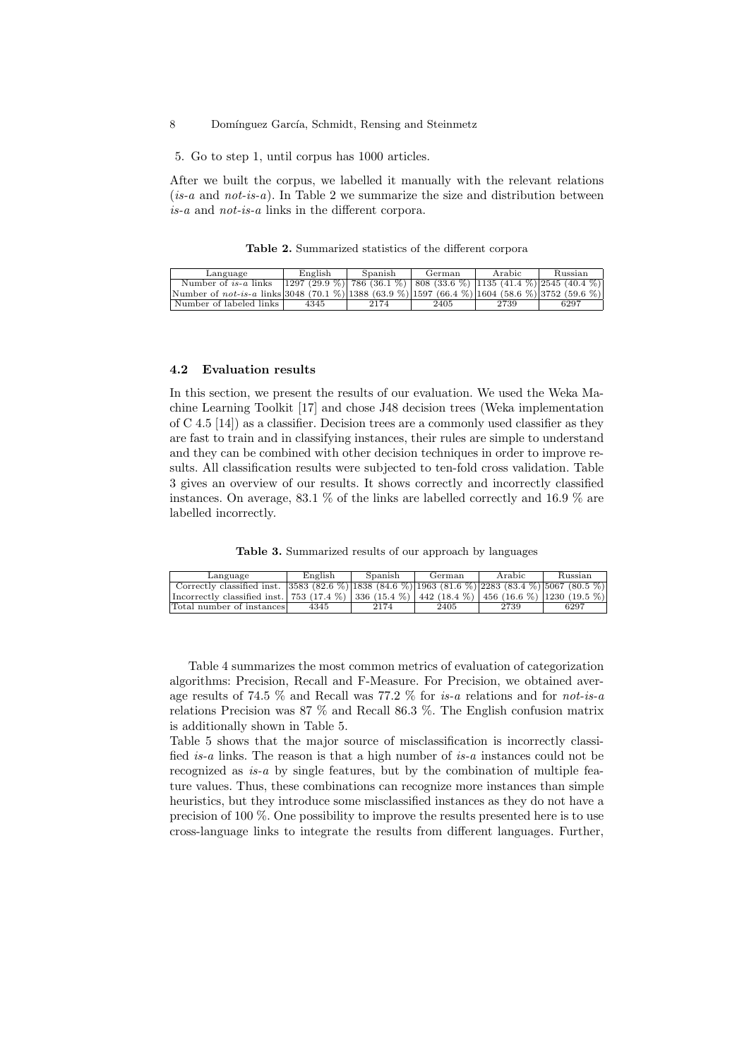5. Go to step 1, until corpus has 1000 articles.

After we built the corpus, we labelled it manually with the relevant relations (*is-a* and *not-is-a*). In Table 2 we summarize the size and distribution between *is-a* and *not-is-a* links in the different corpora.

**Table 2.** Summarized statistics of the different corpora

| Language | English | Spanish | German | Arabic | Russian |
|---|---|---|---|---|---|
| Number of *is-a* links | 1297 (29.9 %) | 786 (36.1 %) | 808 (33.6 %) | 1135 (41.4 %) | 2545 (40.4 %) |
| Number of *not-is-a* links | 3048 (70.1 %) | 1388 (63.9 %) | 1597 (66.4 %) | 1604 (58.6 %) | 3752 (59.6 %) |
| Number of labeled links | 4345 | 2174 | 2405 | 2739 | 6297 |

### 4.2 Evaluation results

In this section, we present the results of our evaluation. We used the Weka Machine Learning Toolkit [17] and chose J48 decision trees (Weka implementation of C 4.5 [14]) as a classifier. Decision trees are a commonly used classifier as they are fast to train and in classifying instances, their rules are simple to understand and they can be combined with other decision techniques in order to improve results. All classification results were subjected to ten-fold cross validation. Table 3 gives an overview of our results. It shows correctly and incorrectly classified instances. On average, 83.1 % of the links are labelled correctly and 16.9 % are labelled incorrectly.

**Table 3.** Summarized results of our approach by languages

| Language | English | Spanish | German | Arabic | Russian |
|---|---|---|---|---|---|
| Correctly classified inst. | 3583 (82.6 %) | 1838 (84.6 %) | 1963 (81.6 %) | 2283 (83.4 %) | 5067 (80.5 %) |
| Incorrectly classified inst. | 753 (17.4 %) | 336 (15.4 %) | 442 (18.4 %) | 456 (16.6 %) | 1230 (19.5 %) |
| Total number of instances | 4345 | 2174 | 2405 | 2739 | 6297 |

Table 4 summarizes the most common metrics of evaluation of categorization algorithms: Precision, Recall and F-Measure. For Precision, we obtained average results of 74.5 % and Recall was 77.2 % for *is-a* relations and for *not-is-a* relations Precision was 87 % and Recall 86.3 %. The English confusion matrix is additionally shown in Table 5.

Table 5 shows that the major source of misclassification is incorrectly classified *is-a* links. The reason is that a high number of *is-a* instances could not be recognized as *is-a* by single features, but by the combination of multiple feature values. Thus, these combinations can recognize more instances than simple heuristics, but they introduce some misclassified instances as they do not have a precision of 100 %. One possibility to improve the results presented here is to use cross-language links to integrate the results from different languages. Further,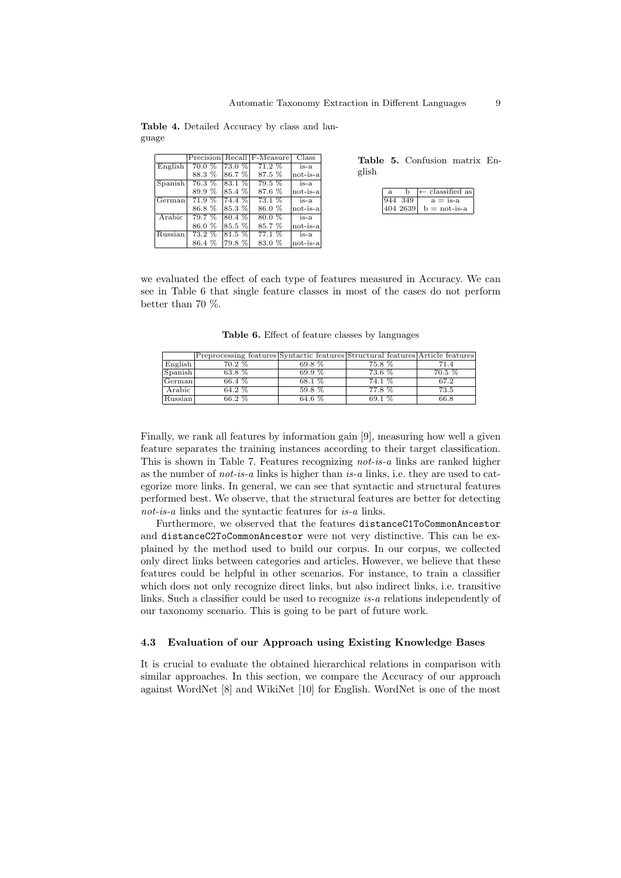**Table 4.** Detailed Accuracy by class and language

| | Precision | Recall | F-Measure | Class |
|---|---|---|---|---|
| English | 70.0 % | 73.0 % | 71.2 % | is-a |
| | 88.3 % | 86.7 % | 87.5 % | not-is-a |
| Spanish | 76.3 % | 83.1 % | 79.5 % | is-a |
| | 89.9 % | 85.4 % | 87.6 % | not-is-a |
| German | 71.9 % | 74.4 % | 73.1 % | is-a |
| | 86.8 % | 85.3 % | 86.0 % | not-is-a |
| Arabic | 79.7 % | 80.4 % | 80.0 % | is-a |
| | 86.0 % | 85.5 % | 85.7 % | not-is-a |
| Russian | 73.2 % | 81.5 % | 77.1 % | is-a |
| | 86.4 % | 79.8 % | 83.0 % | not-is-a |

**Table 5.** Confusion matrix English

| a | b | ← classified as |
|---|---|---|
| 944 | 349 | a = is-a |
| 404 | 2639 | b = not-is-a |

we evaluated the effect of each type of features measured in Accuracy. We can see in Table 6 that single feature classes in most of the cases do not perform better than 70 %.

**Table 6.** Effect of feature classes by languages

| | Preprocessing features | Syntactic features | Structural features | Article features |
|---|---|---|---|---|
| English | 70.2 % | 69.8 % | 75.8 % | 71.4 |
| Spanish | 63.8 % | 69.9 % | 73.6 % | 70.5 % |
| German | 66.4 % | 68.1 % | 74.1 % | 67.2 |
| Arabic | 64.2 % | 59.8 % | 77.8 % | 73.5 |
| Russian | 66.2 % | 64.6 % | 69.1 % | 66.8 |

Finally, we rank all features by information gain [9], measuring how well a given feature separates the training instances according to their target classification. This is shown in Table 7. Features recognizing *not-is-a* links are ranked higher as the number of *not-is-a* links is higher than *is-a* links, i.e. they are used to categorize more links. In general, we can see that syntactic and structural features performed best. We observe, that the structural features are better for detecting *not-is-a* links and the syntactic features for *is-a* links.

Furthermore, we observed that the features `distanceC1ToCommonAncestor` and `distanceC2ToCommonAncestor` were not very distinctive. This can be explained by the method used to build our corpus. In our corpus, we collected only direct links between categories and articles. However, we believe that these features could be helpful in other scenarios. For instance, to train a classifier which does not only recognize direct links, but also indirect links, i.e. transitive links. Such a classifier could be used to recognize *is-a* relations independently of our taxonomy scenario. This is going to be part of future work.

### 4.3 Evaluation of our Approach using Existing Knowledge Bases

It is crucial to evaluate the obtained hierarchical relations in comparison with similar approaches. In this section, we compare the Accuracy of our approach against WordNet [8] and WikiNet [10] for English. WordNet is one of the most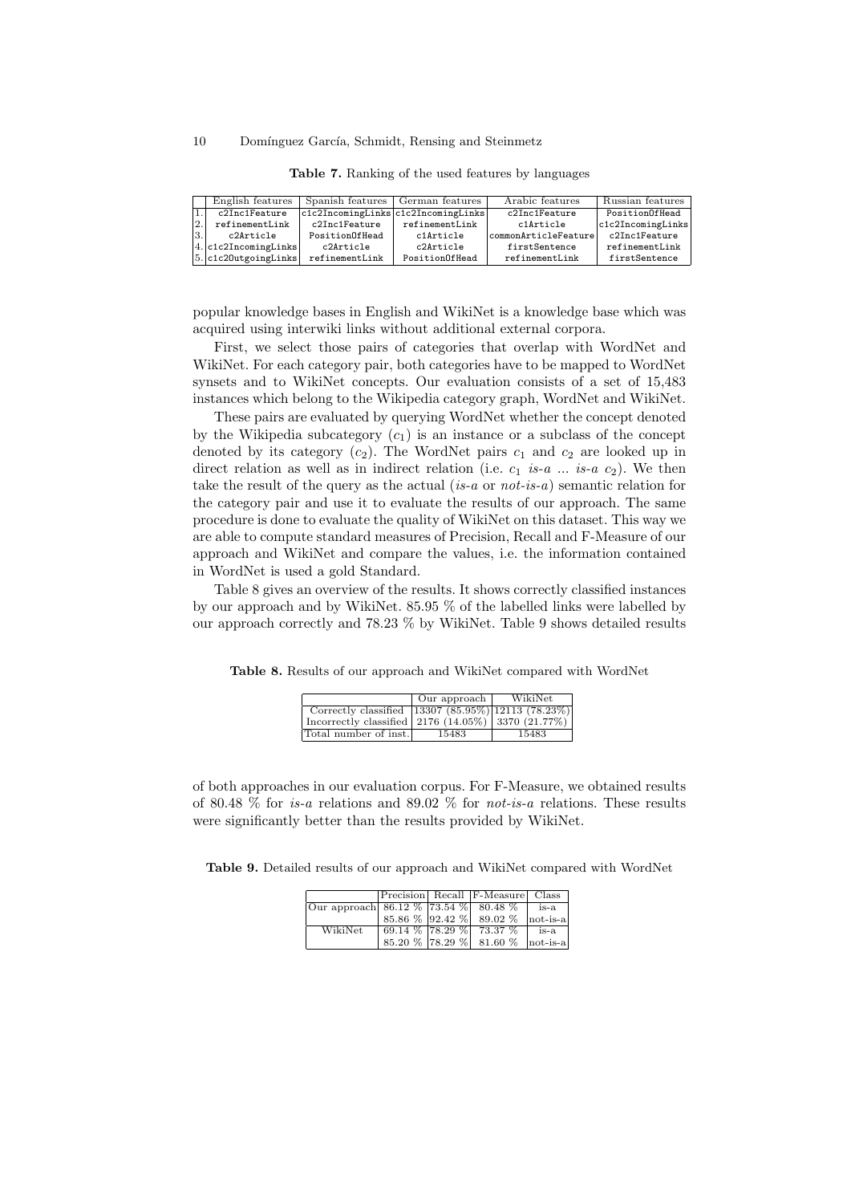**Table 7.** Ranking of the used features by languages

| | English features | Spanish features | German features | Arabic features | Russian features |
|---|---|---|---|---|---|
| 1. | c2Inc1Feature | c1c2IncomingLinks | c1c2IncomingLinks | c2Inc1Feature | PositionOfHead |
| 2. | refinementLink | c2Inc1Feature | refinementLink | c1Article | c1c2IncomingLinks |
| 3. | c2Article | PositionOfHead | c1Article | commonArticleFeature | c2Inc1Feature |
| 4. | c1c2IncomingLinks | c2Article | c2Article | firstSentence | refinementLink |
| 5. | c1c2OutgoingLinks | refinementLink | PositionOfHead | refinementLink | firstSentence |

popular knowledge bases in English and WikiNet is a knowledge base which was acquired using interwiki links without additional external corpora.

First, we select those pairs of categories that overlap with WordNet and WikiNet. For each category pair, both categories have to be mapped to WordNet synsets and to WikiNet concepts. Our evaluation consists of a set of 15,483 instances which belong to the Wikipedia category graph, WordNet and WikiNet.

These pairs are evaluated by querying WordNet whether the concept denoted by the Wikipedia subcategory ($c_1$) is an instance or a subclass of the concept denoted by its category ($c_2$). The WordNet pairs $c_1$ and $c_2$ are looked up in direct relation as well as in indirect relation (i.e. $c_1$ *is-a* ... *is-a* $c_2$). We then take the result of the query as the actual (*is-a* or *not-is-a*) semantic relation for the category pair and use it to evaluate the results of our approach. The same procedure is done to evaluate the quality of WikiNet on this dataset. This way we are able to compute standard measures of Precision, Recall and F-Measure of our approach and WikiNet and compare the values, i.e. the information contained in WordNet is used a gold Standard.

Table 8 gives an overview of the results. It shows correctly classified instances by our approach and by WikiNet. 85.95 % of the labelled links were labelled by our approach correctly and 78.23 % by WikiNet. Table 9 shows detailed results

**Table 8.** Results of our approach and WikiNet compared with WordNet

| | Our approach | WikiNet |
|---|---|---|
| Correctly classified | 13307 (85.95%) | 12113 (78.23%) |
| Incorrectly classified | 2176 (14.05%) | 3370 (21.77%) |
| Total number of inst. | 15483 | 15483 |

of both approaches in our evaluation corpus. For F-Measure, we obtained results of 80.48 % for *is-a* relations and 89.02 % for *not-is-a* relations. These results were significantly better than the results provided by WikiNet.

**Table 9.** Detailed results of our approach and WikiNet compared with WordNet

| | Precision | Recall | F-Measure | Class |
|---|---|---|---|---|
| Our approach | 86.12 % | 73.54 % | 80.48 % | is-a |
| | 85.86 % | 92.42 % | 89.02 % | not-is-a |
| WikiNet | 69.14 % | 78.29 % | 73.37 % | is-a |
| | 85.20 % | 78.29 % | 81.60 % | not-is-a |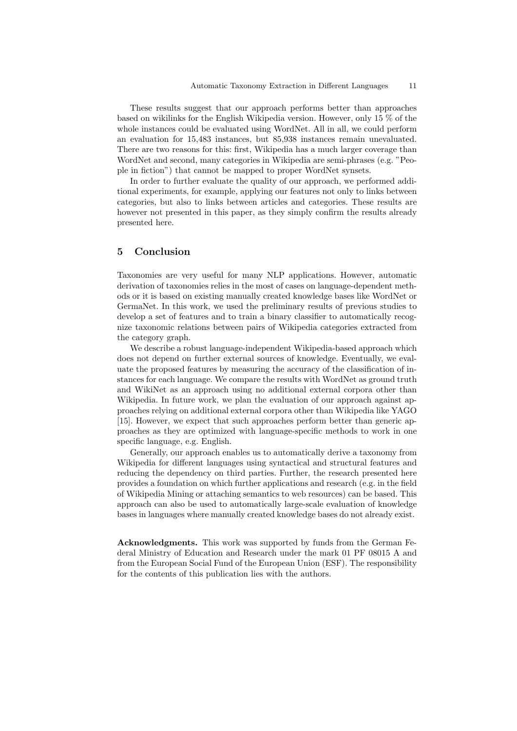These results suggest that our approach performs better than approaches based on wikilinks for the English Wikipedia version. However, only 15 % of the whole instances could be evaluated using WordNet. All in all, we could perform an evaluation for 15,483 instances, but 85,938 instances remain unevaluated. There are two reasons for this: first, Wikipedia has a much larger coverage than WordNet and second, many categories in Wikipedia are semi-phrases (e.g. "People in fiction") that cannot be mapped to proper WordNet synsets.

In order to further evaluate the quality of our approach, we performed additional experiments, for example, applying our features not only to links between categories, but also to links between articles and categories. These results are however not presented in this paper, as they simply confirm the results already presented here.

## 5 Conclusion

Taxonomies are very useful for many NLP applications. However, automatic derivation of taxonomies relies in the most of cases on language-dependent methods or it is based on existing manually created knowledge bases like WordNet or GermaNet. In this work, we used the preliminary results of previous studies to develop a set of features and to train a binary classifier to automatically recognize taxonomic relations between pairs of Wikipedia categories extracted from the category graph.

We describe a robust language-independent Wikipedia-based approach which does not depend on further external sources of knowledge. Eventually, we evaluate the proposed features by measuring the accuracy of the classification of instances for each language. We compare the results with WordNet as ground truth and WikiNet as an approach using no additional external corpora other than Wikipedia. In future work, we plan the evaluation of our approach against approaches relying on additional external corpora other than Wikipedia like YAGO [15]. However, we expect that such approaches perform better than generic approaches as they are optimized with language-specific methods to work in one specific language, e.g. English.

Generally, our approach enables us to automatically derive a taxonomy from Wikipedia for different languages using syntactical and structural features and reducing the dependency on third parties. Further, the research presented here provides a foundation on which further applications and research (e.g. in the field of Wikipedia Mining or attaching semantics to web resources) can be based. This approach can also be used to automatically large-scale evaluation of knowledge bases in languages where manually created knowledge bases do not already exist.

**Acknowledgments.** This work was supported by funds from the German Federal Ministry of Education and Research under the mark 01 PF 08015 A and from the European Social Fund of the European Union (ESF). The responsibility for the contents of this publication lies with the authors.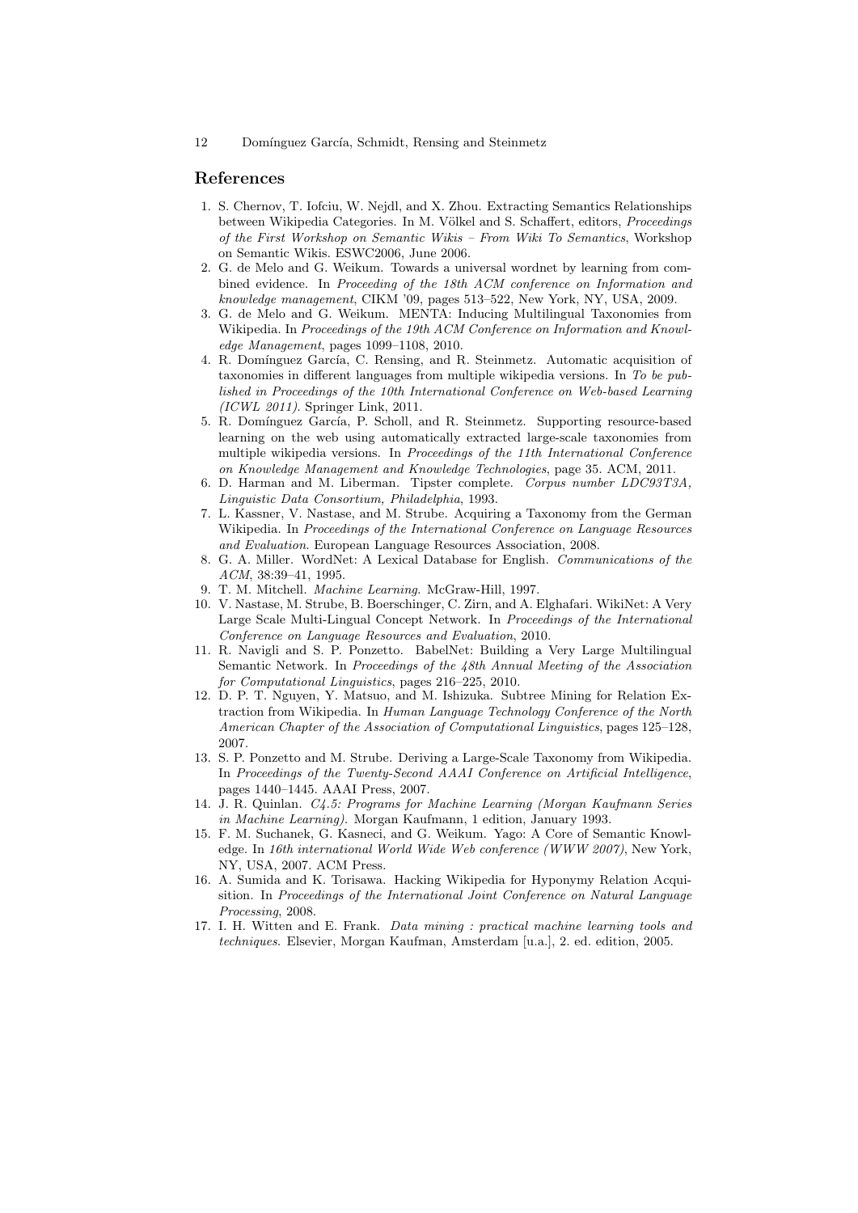## References

1. S. Chernov, T. Iofciu, W. Nejdl, and X. Zhou. Extracting Semantics Relationships between Wikipedia Categories. In M. Völkel and S. Schaffert, editors, *Proceedings of the First Workshop on Semantic Wikis – From Wiki To Semantics*, Workshop on Semantic Wikis. ESWC2006, June 2006.
2. G. de Melo and G. Weikum. Towards a universal wordnet by learning from combined evidence. In *Proceeding of the 18th ACM conference on Information and knowledge management*, CIKM '09, pages 513–522, New York, NY, USA, 2009.
3. G. de Melo and G. Weikum. MENTA: Inducing Multilingual Taxonomies from Wikipedia. In *Proceedings of the 19th ACM Conference on Information and Knowledge Management*, pages 1099–1108, 2010.
4. R. Domínguez García, C. Rensing, and R. Steinmetz. Automatic acquisition of taxonomies in different languages from multiple wikipedia versions. In *To be published in Proceedings of the 10th International Conference on Web-based Learning (ICWL 2011)*. Springer Link, 2011.
5. R. Domínguez García, P. Scholl, and R. Steinmetz. Supporting resource-based learning on the web using automatically extracted large-scale taxonomies from multiple wikipedia versions. In *Proceedings of the 11th International Conference on Knowledge Management and Knowledge Technologies*, page 35. ACM, 2011.
6. D. Harman and M. Liberman. Tipster complete. *Corpus number LDC93T3A, Linguistic Data Consortium, Philadelphia*, 1993.
7. L. Kassner, V. Nastase, and M. Strube. Acquiring a Taxonomy from the German Wikipedia. In *Proceedings of the International Conference on Language Resources and Evaluation*. European Language Resources Association, 2008.
8. G. A. Miller. WordNet: A Lexical Database for English. *Communications of the ACM*, 38:39–41, 1995.
9. T. M. Mitchell. *Machine Learning*. McGraw-Hill, 1997.
10. V. Nastase, M. Strube, B. Boerschinger, C. Zirn, and A. Elghafari. WikiNet: A Very Large Scale Multi-Lingual Concept Network. In *Proceedings of the International Conference on Language Resources and Evaluation*, 2010.
11. R. Navigli and S. P. Ponzetto. BabelNet: Building a Very Large Multilingual Semantic Network. In *Proceedings of the 48th Annual Meeting of the Association for Computational Linguistics*, pages 216–225, 2010.
12. D. P. T. Nguyen, Y. Matsuo, and M. Ishizuka. Subtree Mining for Relation Extraction from Wikipedia. In *Human Language Technology Conference of the North American Chapter of the Association of Computational Linguistics*, pages 125–128, 2007.
13. S. P. Ponzetto and M. Strube. Deriving a Large-Scale Taxonomy from Wikipedia. In *Proceedings of the Twenty-Second AAAI Conference on Artificial Intelligence*, pages 1440–1445. AAAI Press, 2007.
14. J. R. Quinlan. *C4.5: Programs for Machine Learning (Morgan Kaufmann Series in Machine Learning)*. Morgan Kaufmann, 1 edition, January 1993.
15. F. M. Suchanek, G. Kasneci, and G. Weikum. Yago: A Core of Semantic Knowledge. In *16th international World Wide Web conference (WWW 2007)*, New York, NY, USA, 2007. ACM Press.
16. A. Sumida and K. Torisawa. Hacking Wikipedia for Hyponymy Relation Acquisition. In *Proceedings of the International Joint Conference on Natural Language Processing*, 2008.
17. I. H. Witten and E. Frank. *Data mining : practical machine learning tools and techniques*. Elsevier, Morgan Kaufman, Amsterdam [u.a.], 2. ed. edition, 2005.